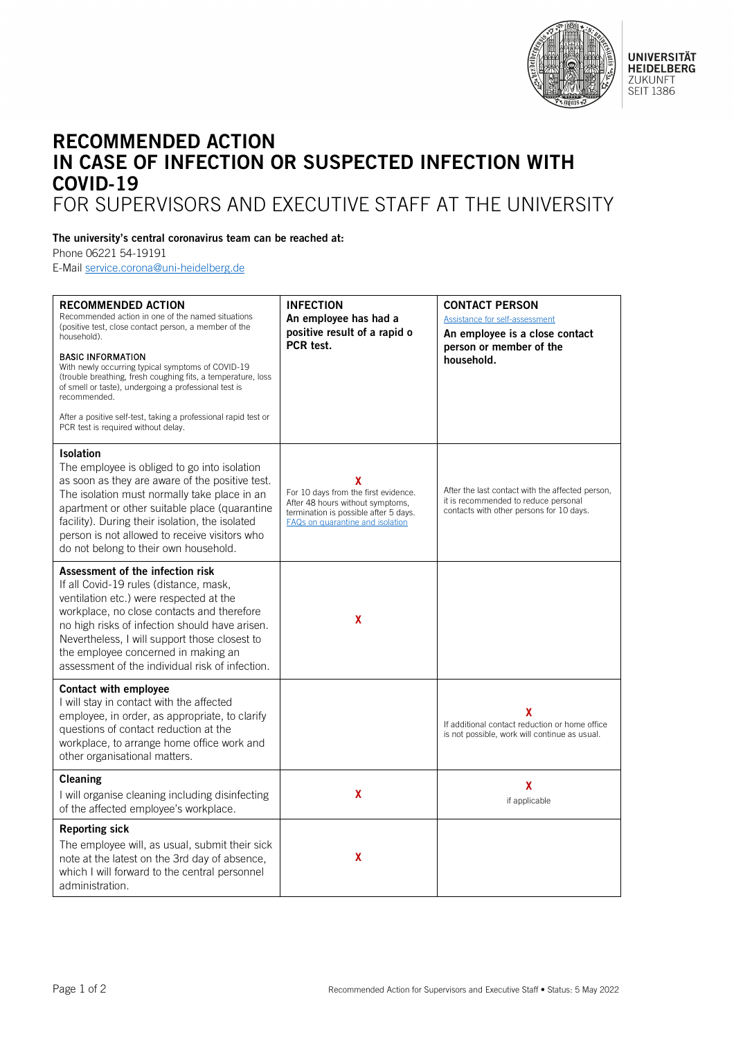UNIVERSITÄT HEIDELBERG
ZUKUNFT SEIT 1386

# RECOMMENDED ACTION IN CASE OF INFECTION OR SUSPECTED INFECTION WITH COVID-19

## FOR SUPERVISORS AND EXECUTIVE STAFF AT THE UNIVERSITY

**The university's central coronavirus team can be reached at:**

Phone 06221 54-19191
E-Mail service.corona@uni-heidelberg.de

| **RECOMMENDED ACTION**<br>Recommended action in one of the named situations (positive test, close contact person, a member of the household).<br><br>**BASIC INFORMATION**<br>With newly occurring typical symptoms of COVID-19 (trouble breathing, fresh coughing fits, a temperature, loss of smell or taste), undergoing a professional test is recommended.<br><br>After a positive self-test, taking a professional rapid test or PCR test is required without delay. | **INFECTION**<br>**An employee has had a positive result of a rapid o PCR test.** | **CONTACT PERSON**<br>Assistance for self-assessment<br>**An employee is a close contact person or member of the household.** |
|---|---|---|
| **Isolation**<br>The employee is obliged to go into isolation as soon as they are aware of the positive test. The isolation must normally take place in an apartment or other suitable place (quarantine facility). During their isolation, the isolated person is not allowed to receive visitors who do not belong to their own household. | **X**<br>For 10 days from the first evidence. After 48 hours without symptoms, termination is possible after 5 days.<br>FAQs on quarantine and isolation | After the last contact with the affected person, it is recommended to reduce personal contacts with other persons for 10 days. |
| **Assessment of the infection risk**<br>If all Covid-19 rules (distance, mask, ventilation etc.) were respected at the workplace, no close contacts and therefore no high risks of infection should have arisen. Nevertheless, I will support those closest to the employee concerned in making an assessment of the individual risk of infection. | **X** | |
| **Contact with employee**<br>I will stay in contact with the affected employee, in order, as appropriate, to clarify questions of contact reduction at the workplace, to arrange home office work and other organisational matters. | | **X**<br>If additional contact reduction or home office is not possible, work will continue as usual. |
| **Cleaning**<br>I will organise cleaning including disinfecting of the affected employee's workplace. | **X** | **X**<br>if applicable |
| **Reporting sick**<br>The employee will, as usual, submit their sick note at the latest on the 3rd day of absence, which I will forward to the central personnel administration. | **X** | |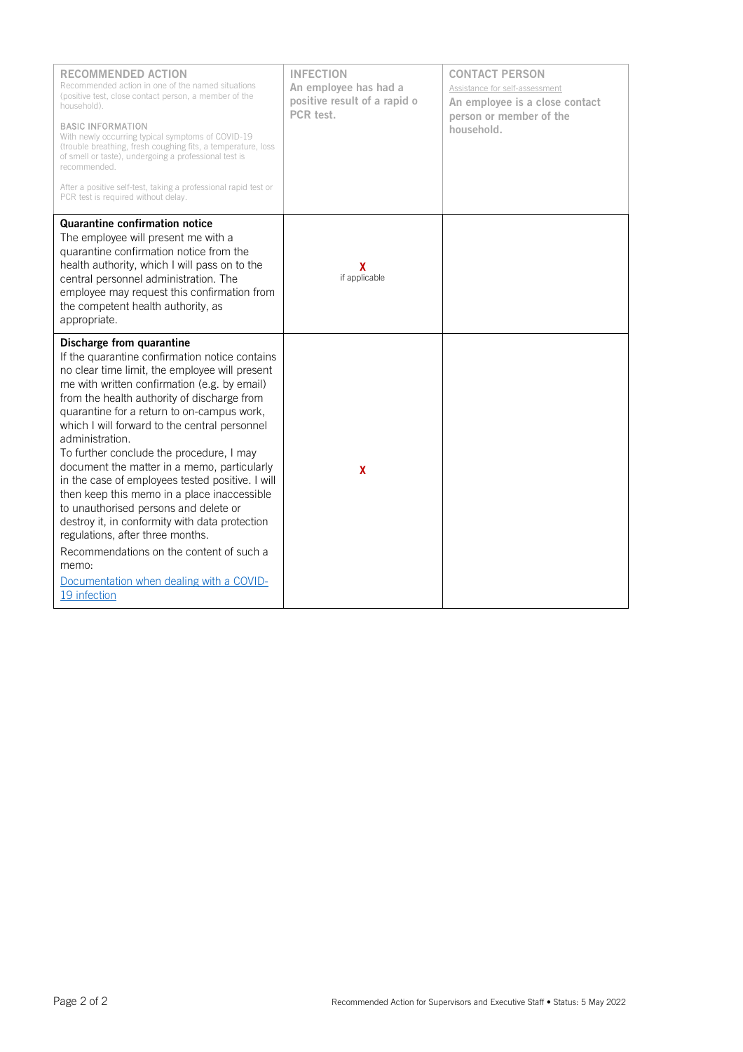| RECOMMENDED ACTION<br>Recommended action in one of the named situations (positive test, close contact person, a member of the household).<br><br>BASIC INFORMATION<br>With newly occurring typical symptoms of COVID-19 (trouble breathing, fresh coughing fits, a temperature, loss of smell or taste), undergoing a professional test is recommended.<br><br>After a positive self-test, taking a professional rapid test or PCR test is required without delay. | INFECTION<br>**An employee has had a positive result of a rapid o PCR test.** | CONTACT PERSON<br>Assistance for self-assessment<br>**An employee is a close contact person or member of the household.** |
|---|---|---|
| **Quarantine confirmation notice**<br>The employee will present me with a quarantine confirmation notice from the health authority, which I will pass on to the central personnel administration. The employee may request this confirmation from the competent health authority, as appropriate. | X<br>if applicable | |
| **Discharge from quarantine**<br>If the quarantine confirmation notice contains no clear time limit, the employee will present me with written confirmation (e.g. by email) from the health authority of discharge from quarantine for a return to on-campus work, which I will forward to the central personnel administration.<br>To further conclude the procedure, I may document the matter in a memo, particularly in the case of employees tested positive. I will then keep this memo in a place inaccessible to unauthorised persons and delete or destroy it, in conformity with data protection regulations, after three months.<br>Recommendations on the content of such a memo:<br>Documentation when dealing with a COVID-19 infection | X | |